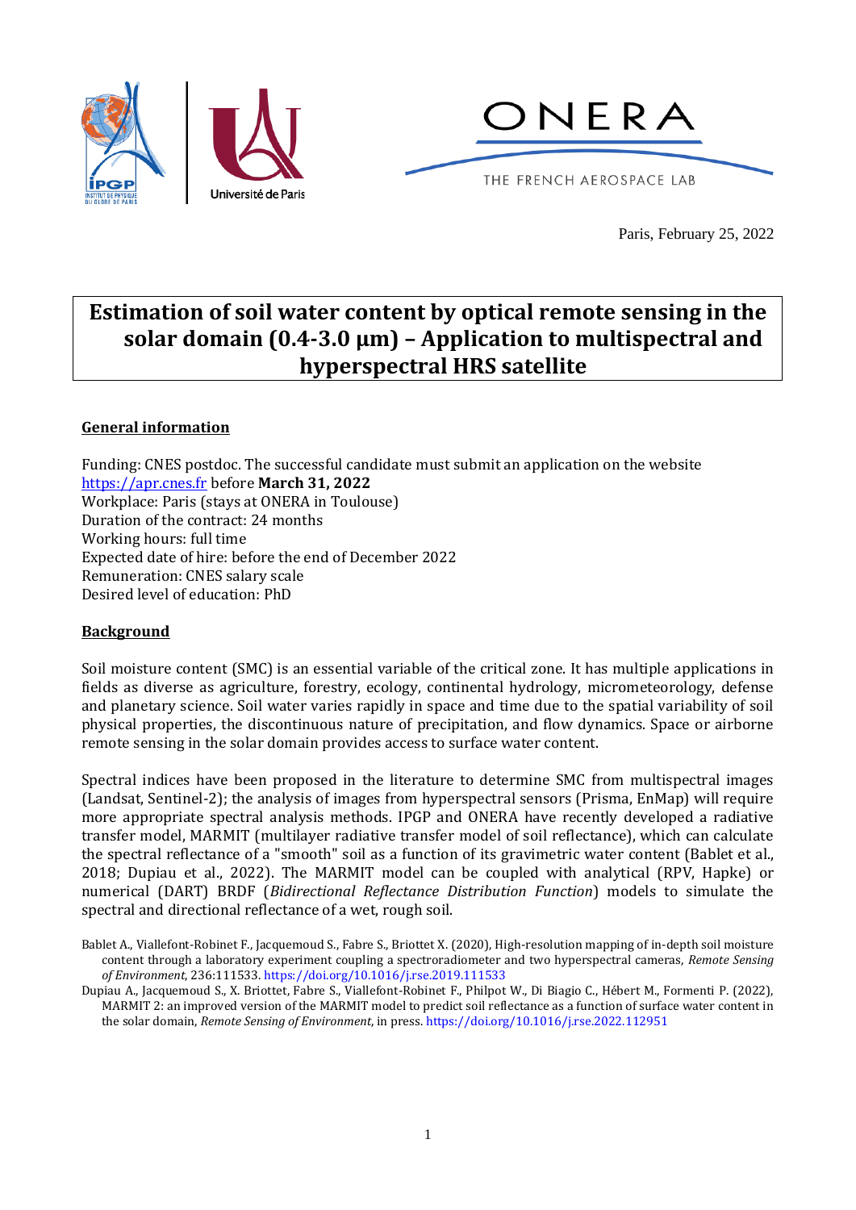Paris, February 25, 2022

# Estimation of soil water content by optical remote sensing in the solar domain (0.4-3.0 µm) – Application to multispectral and hyperspectral HRS satellite

## General information

Funding: CNES postdoc. The successful candidate must submit an application on the website https://apr.cnes.fr before **March 31, 2022**
Workplace: Paris (stays at ONERA in Toulouse)
Duration of the contract: 24 months
Working hours: full time
Expected date of hire: before the end of December 2022
Remuneration: CNES salary scale
Desired level of education: PhD

## Background

Soil moisture content (SMC) is an essential variable of the critical zone. It has multiple applications in fields as diverse as agriculture, forestry, ecology, continental hydrology, micrometeorology, defense and planetary science. Soil water varies rapidly in space and time due to the spatial variability of soil physical properties, the discontinuous nature of precipitation, and flow dynamics. Space or airborne remote sensing in the solar domain provides access to surface water content.

Spectral indices have been proposed in the literature to determine SMC from multispectral images (Landsat, Sentinel-2); the analysis of images from hyperspectral sensors (Prisma, EnMap) will require more appropriate spectral analysis methods. IPGP and ONERA have recently developed a radiative transfer model, MARMIT (multilayer radiative transfer model of soil reflectance), which can calculate the spectral reflectance of a "smooth" soil as a function of its gravimetric water content (Bablet et al., 2018; Dupiau et al., 2022). The MARMIT model can be coupled with analytical (RPV, Hapke) or numerical (DART) BRDF (*Bidirectional Reflectance Distribution Function*) models to simulate the spectral and directional reflectance of a wet, rough soil.

Bablet A., Viallefont-Robinet F., Jacquemoud S., Fabre S., Briottet X. (2020), High-resolution mapping of in-depth soil moisture content through a laboratory experiment coupling a spectroradiometer and two hyperspectral cameras, *Remote Sensing of Environment*, 236:111533. https://doi.org/10.1016/j.rse.2019.111533

Dupiau A., Jacquemoud S., X. Briottet, Fabre S., Viallefont-Robinet F., Philpot W., Di Biagio C., Hébert M., Formenti P. (2022), MARMIT 2: an improved version of the MARMIT model to predict soil reflectance as a function of surface water content in the solar domain, *Remote Sensing of Environment*, in press. https://doi.org/10.1016/j.rse.2022.112951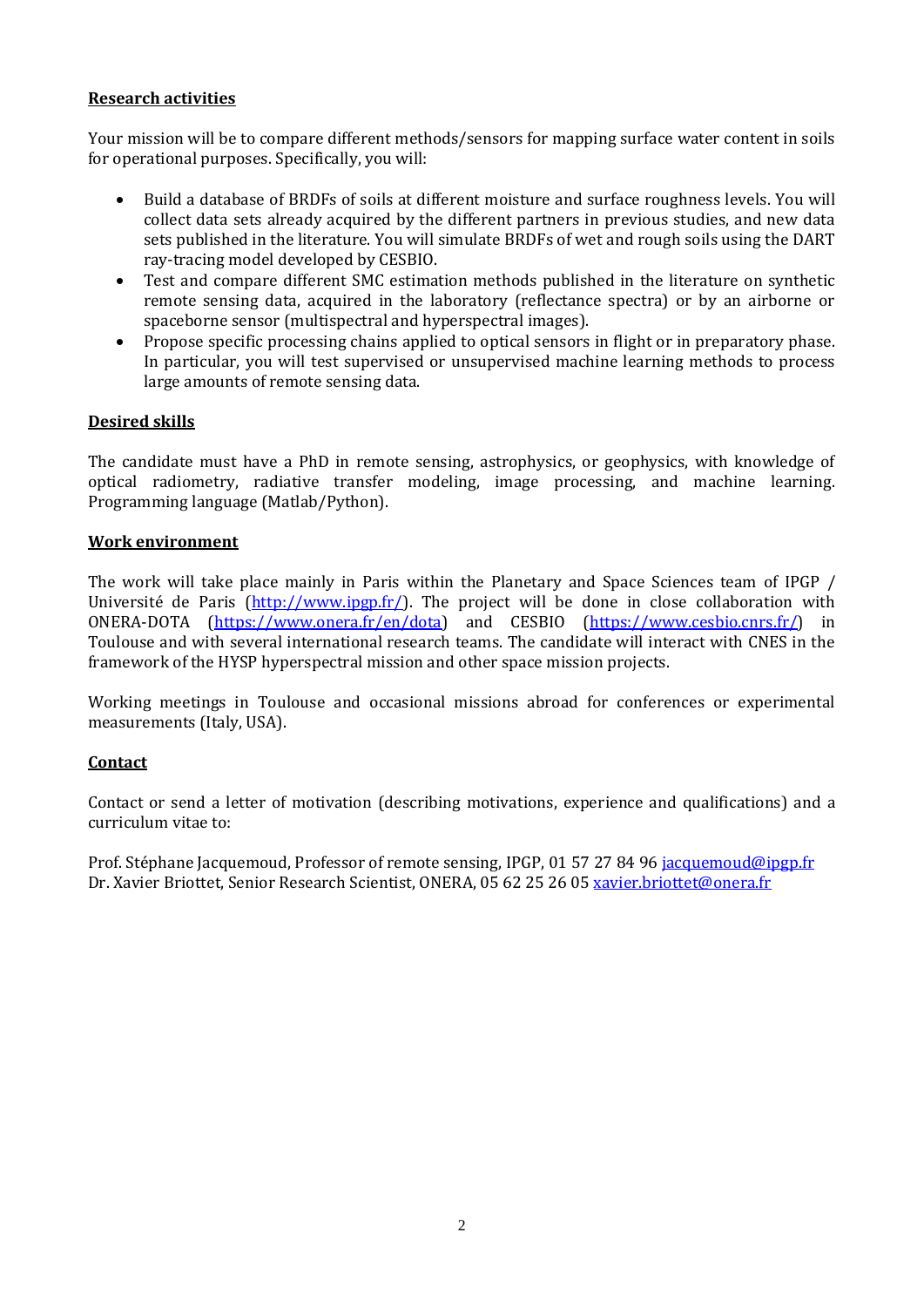## Research activities

Your mission will be to compare different methods/sensors for mapping surface water content in soils for operational purposes. Specifically, you will:

- Build a database of BRDFs of soils at different moisture and surface roughness levels. You will collect data sets already acquired by the different partners in previous studies, and new data sets published in the literature. You will simulate BRDFs of wet and rough soils using the DART ray-tracing model developed by CESBIO.
- Test and compare different SMC estimation methods published in the literature on synthetic remote sensing data, acquired in the laboratory (reflectance spectra) or by an airborne or spaceborne sensor (multispectral and hyperspectral images).
- Propose specific processing chains applied to optical sensors in flight or in preparatory phase. In particular, you will test supervised or unsupervised machine learning methods to process large amounts of remote sensing data.

## Desired skills

The candidate must have a PhD in remote sensing, astrophysics, or geophysics, with knowledge of optical radiometry, radiative transfer modeling, image processing, and machine learning. Programming language (Matlab/Python).

## Work environment

The work will take place mainly in Paris within the Planetary and Space Sciences team of IPGP / Université de Paris (http://www.ipgp.fr/). The project will be done in close collaboration with ONERA-DOTA (https://www.onera.fr/en/dota) and CESBIO (https://www.cesbio.cnrs.fr/) in Toulouse and with several international research teams. The candidate will interact with CNES in the framework of the HYSP hyperspectral mission and other space mission projects.

Working meetings in Toulouse and occasional missions abroad for conferences or experimental measurements (Italy, USA).

## Contact

Contact or send a letter of motivation (describing motivations, experience and qualifications) and a curriculum vitae to:

Prof. Stéphane Jacquemoud, Professor of remote sensing, IPGP, 01 57 27 84 96 jacquemoud@ipgp.fr
Dr. Xavier Briottet, Senior Research Scientist, ONERA, 05 62 25 26 05 xavier.briottet@onera.fr